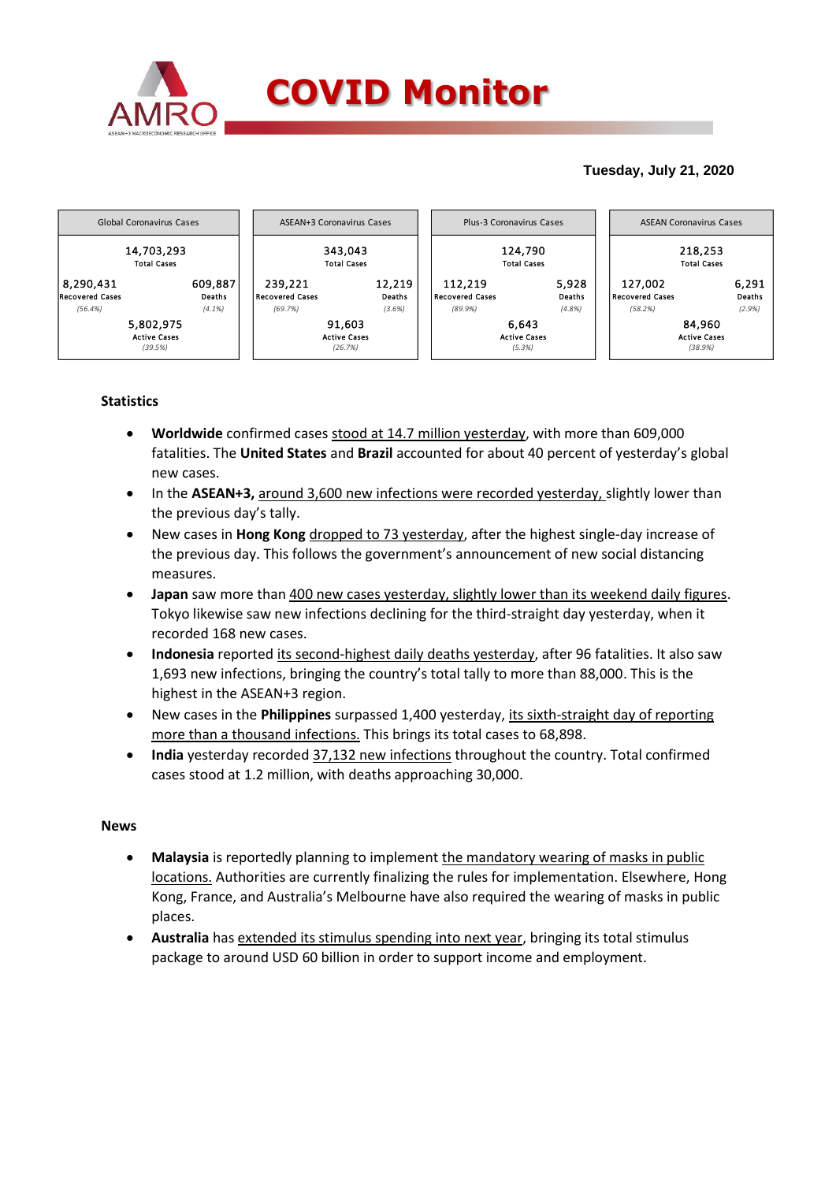# COVID Monitor

**Tuesday, July 21, 2020**

| Global Coronavirus Cases | | ASEAN+3 Coronavirus Cases | | Plus-3 Coronavirus Cases | | ASEAN Coronavirus Cases | |
|---|---|---|---|---|---|---|---|
| 14,703,293 Total Cases | | 343,043 Total Cases | | 124,790 Total Cases | | 218,253 Total Cases | |
| 8,290,431 Recovered Cases (56.4%) | 609,887 Deaths (4.1%) | 239,221 Recovered Cases (69.7%) | 12,219 Deaths (3.6%) | 112,219 Recovered Cases (89.9%) | 5,928 Deaths (4.8%) | 127,002 Recovered Cases (58.2%) | 6,291 Deaths (2.9%) |
| 5,802,975 Active Cases (39.5%) | | 91,603 Active Cases (26.7%) | | 6,643 Active Cases (5.3%) | | 84,960 Active Cases (38.9%) | |

## Statistics

- **Worldwide** confirmed cases stood at 14.7 million yesterday, with more than 609,000 fatalities. The **United States** and **Brazil** accounted for about 40 percent of yesterday's global new cases.
- In the **ASEAN+3,** around 3,600 new infections were recorded yesterday, slightly lower than the previous day's tally.
- New cases in **Hong Kong** dropped to 73 yesterday, after the highest single-day increase of the previous day. This follows the government's announcement of new social distancing measures.
- **Japan** saw more than 400 new cases yesterday, slightly lower than its weekend daily figures. Tokyo likewise saw new infections declining for the third-straight day yesterday, when it recorded 168 new cases.
- **Indonesia** reported its second-highest daily deaths yesterday, after 96 fatalities. It also saw 1,693 new infections, bringing the country's total tally to more than 88,000. This is the highest in the ASEAN+3 region.
- New cases in the **Philippines** surpassed 1,400 yesterday, its sixth-straight day of reporting more than a thousand infections. This brings its total cases to 68,898.
- **India** yesterday recorded 37,132 new infections throughout the country. Total confirmed cases stood at 1.2 million, with deaths approaching 30,000.

## News

- **Malaysia** is reportedly planning to implement the mandatory wearing of masks in public locations. Authorities are currently finalizing the rules for implementation. Elsewhere, Hong Kong, France, and Australia's Melbourne have also required the wearing of masks in public places.
- **Australia** has extended its stimulus spending into next year, bringing its total stimulus package to around USD 60 billion in order to support income and employment.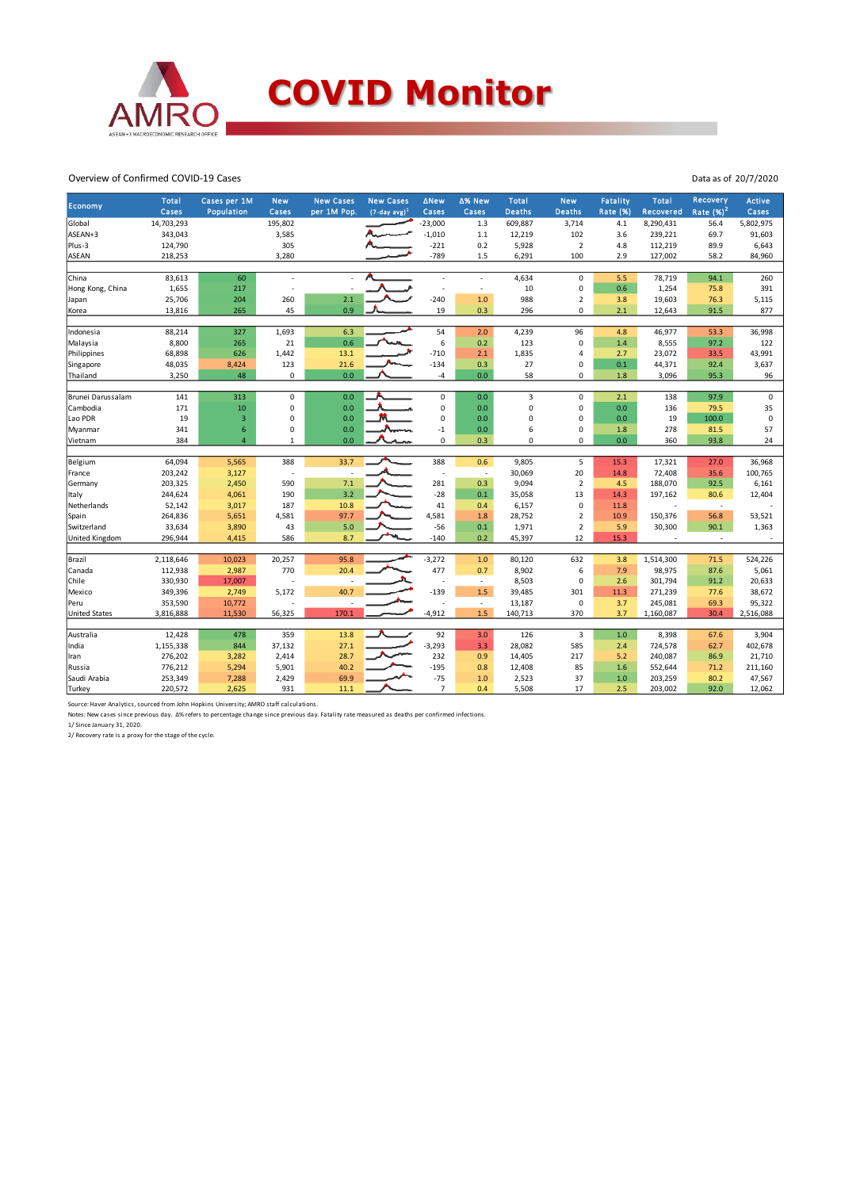# COVID Monitor

Overview of Confirmed COVID-19 Cases

Data as of 20/7/2020

| Economy | Total Cases | Cases per 1M Population | New Cases | New Cases per 1M Pop. | New Cases (7-day avg)[1] | ΔNew Cases | Δ% New Cases | Total Deaths | New Deaths | Fatality Rate (%) | Total Recovered | Recovery Rate (%)[2] | Active Cases |
|---|---|---|---|---|---|---|---|---|---|---|---|---|---|
| Global | 14,703,293 | | 195,802 | | | -23,000 | 1.3 | 609,887 | 3,714 | 4.1 | 8,290,431 | 56.4 | 5,802,975 |
| ASEAN+3 | 343,043 | | 3,585 | | | -1,010 | 1.1 | 12,219 | 102 | 3.6 | 239,221 | 69.7 | 91,603 |
| Plus-3 | 124,790 | | 305 | | | -221 | 0.2 | 5,928 | 2 | 4.8 | 112,219 | 89.9 | 6,643 |
| ASEAN | 218,253 | | 3,280 | | | -789 | 1.5 | 6,291 | 100 | 2.9 | 127,002 | 58.2 | 84,960 |
| | | | | | | | | | | | | | |
| China | 83,613 | 60 | - | - | | - | - | 4,634 | 0 | 5.5 | 78,719 | 94.1 | 260 |
| Hong Kong, China | 1,655 | 217 | - | - | | - | - | 10 | 0 | 0.6 | 1,254 | 75.8 | 391 |
| Japan | 25,706 | 204 | 260 | 2.1 | | -240 | 1.0 | 988 | 2 | 3.8 | 19,603 | 76.3 | 5,115 |
| Korea | 13,816 | 265 | 45 | 0.9 | | 19 | 0.3 | 296 | 0 | 2.1 | 12,643 | 91.5 | 877 |
| | | | | | | | | | | | | | |
| Indonesia | 88,214 | 327 | 1,693 | 6.3 | | 54 | 2.0 | 4,239 | 96 | 4.8 | 46,977 | 53.3 | 36,998 |
| Malaysia | 8,800 | 265 | 21 | 0.6 | | 6 | 0.2 | 123 | 0 | 1.4 | 8,555 | 97.2 | 122 |
| Philippines | 68,898 | 626 | 1,442 | 13.1 | | -710 | 2.1 | 1,835 | 4 | 2.7 | 23,072 | 33.5 | 43,991 |
| Singapore | 48,035 | 8,424 | 123 | 21.6 | | -134 | 0.3 | 27 | 0 | 0.1 | 44,371 | 92.4 | 3,637 |
| Thailand | 3,250 | 48 | 0 | 0.0 | | -4 | 0.0 | 58 | 0 | 1.8 | 3,096 | 95.3 | 96 |
| | | | | | | | | | | | | | |
| Brunei Darussalam | 141 | 313 | 0 | 0.0 | | 0 | 0.0 | 3 | 0 | 2.1 | 138 | 97.9 | 0 |
| Cambodia | 171 | 10 | 0 | 0.0 | | 0 | 0.0 | 0 | 0 | 0.0 | 136 | 79.5 | 35 |
| Lao PDR | 19 | 3 | 0 | 0.0 | | 0 | 0.0 | 0 | 0 | 0.0 | 19 | 100.0 | 0 |
| Myanmar | 341 | 6 | 0 | 0.0 | | -1 | 0.0 | 6 | 0 | 1.8 | 278 | 81.5 | 57 |
| Vietnam | 384 | 4 | 1 | 0.0 | | 0 | 0.3 | 0 | 0 | 0.0 | 360 | 93.8 | 24 |
| | | | | | | | | | | | | | |
| Belgium | 64,094 | 5,565 | 388 | 33.7 | | 388 | 0.6 | 9,805 | 5 | 15.3 | 17,321 | 27.0 | 36,968 |
| France | 203,242 | 3,127 | - | - | | - | - | 30,069 | 20 | 14.8 | 72,408 | 35.6 | 100,765 |
| Germany | 203,325 | 2,450 | 590 | 7.1 | | 281 | 0.3 | 9,094 | 2 | 4.5 | 188,070 | 92.5 | 6,161 |
| Italy | 244,624 | 4,061 | 190 | 3.2 | | -28 | 0.1 | 35,058 | 13 | 14.3 | 197,162 | 80.6 | 12,404 |
| Netherlands | 52,142 | 3,017 | 187 | 10.8 | | 41 | 0.4 | 6,157 | 0 | 11.8 | - | - | - |
| Spain | 264,836 | 5,651 | 4,581 | 97.7 | | 4,581 | 1.8 | 28,752 | 2 | 10.9 | 150,376 | 56.8 | 53,521 |
| Switzerland | 33,634 | 3,890 | 43 | 5.0 | | -56 | 0.1 | 1,971 | 2 | 5.9 | 30,300 | 90.1 | 1,363 |
| United Kingdom | 296,944 | 4,415 | 586 | 8.7 | | -140 | 0.2 | 45,397 | 12 | 15.3 | - | - | - |
| | | | | | | | | | | | | | |
| Brazil | 2,118,646 | 10,023 | 20,257 | 95.8 | | -3,272 | 1.0 | 80,120 | 632 | 3.8 | 1,514,300 | 71.5 | 524,226 |
| Canada | 112,938 | 2,987 | 770 | 20.4 | | 477 | 0.7 | 8,902 | 6 | 7.9 | 98,975 | 87.6 | 5,061 |
| Chile | 330,930 | 17,007 | - | - | | - | - | 8,503 | 0 | 2.6 | 301,794 | 91.2 | 20,633 |
| Mexico | 349,396 | 2,749 | 5,172 | 40.7 | | -139 | 1.5 | 39,485 | 301 | 11.3 | 271,239 | 77.6 | 38,672 |
| Peru | 353,590 | 10,772 | - | - | | - | - | 13,187 | 0 | 3.7 | 245,081 | 69.3 | 95,322 |
| United States | 3,816,888 | 11,530 | 56,325 | 170.1 | | -4,912 | 1.5 | 140,713 | 370 | 3.7 | 1,160,087 | 30.4 | 2,516,088 |
| | | | | | | | | | | | | | |
| Australia | 12,428 | 478 | 359 | 13.8 | | 92 | 3.0 | 126 | 3 | 1.0 | 8,398 | 67.6 | 3,904 |
| India | 1,155,338 | 844 | 37,132 | 27.1 | | -3,293 | 3.3 | 28,082 | 585 | 2.4 | 724,578 | 62.7 | 402,678 |
| Iran | 276,202 | 3,282 | 2,414 | 28.7 | | 232 | 0.9 | 14,405 | 217 | 5.2 | 240,087 | 86.9 | 21,710 |
| Russia | 776,212 | 5,294 | 5,901 | 40.2 | | -195 | 0.8 | 12,408 | 85 | 1.6 | 552,644 | 71.2 | 211,160 |
| Saudi Arabia | 253,349 | 7,288 | 2,429 | 69.9 | | -75 | 1.0 | 2,523 | 37 | 1.0 | 203,259 | 80.2 | 47,567 |
| Turkey | 220,572 | 2,625 | 931 | 11.1 | | 7 | 0.4 | 5,508 | 17 | 2.5 | 203,002 | 92.0 | 12,062 |

Source: Haver Analytics, sourced from John Hopkins University; AMRO staff calculations.

Notes: New cases since previous day. Δ% refers to percentage change since previous day. Fatality rate measured as deaths per confirmed infections.

1/ Since January 31, 2020.

2/ Recovery rate is a proxy for the stage of the cycle.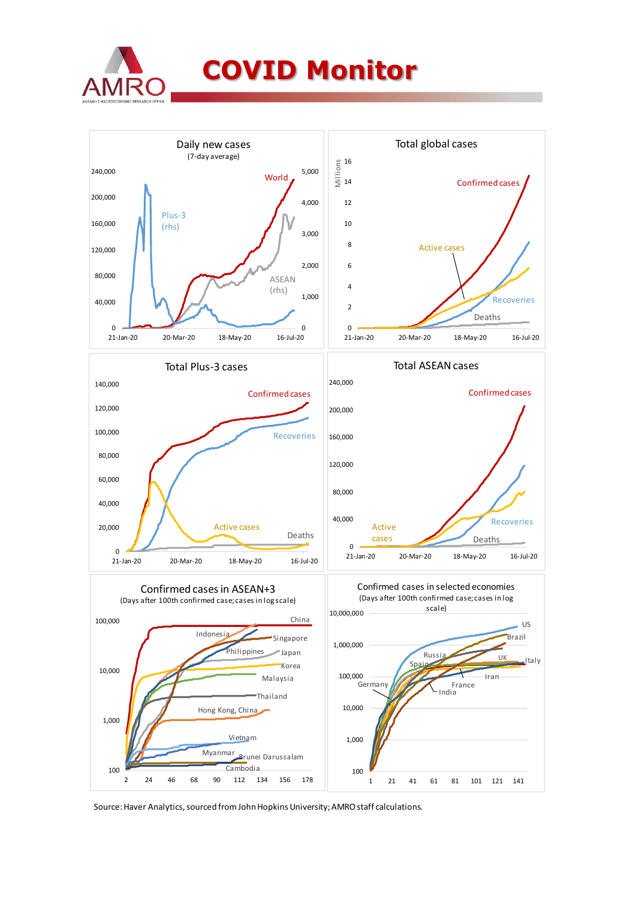# COVID Monitor

AMRO

ASEAN+3 MACROECONOMIC RESEARCH OFFICE

## Daily new cases

(7-day average)

240,000
200,000
160,000
120,000
80,000
40,000
0

5,000
4,000
3,000
2,000
1,000
0

World

Plus-3 (rhs)

ASEAN (rhs)

21-Jan-20 20-Mar-20 18-May-20 16-Jul-20

## Total global cases

Millions

16
14
12
10
8
6
4
2
0

Confirmed cases

Active cases

Recoveries

Deaths

21-Jan-20 20-Mar-20 18-May-20 16-Jul-20

## Total Plus-3 cases

140,000
120,000
100,000
80,000
60,000
40,000
20,000
0

Confirmed cases

Recoveries

Active cases

Deaths

21-Jan-20 20-Mar-20 18-May-20 16-Jul-20

## Total ASEAN cases

240,000
200,000
160,000
120,000
80,000
40,000
0

Confirmed cases

Active cases

Recoveries

Deaths

21-Jan-20 20-Mar-20 18-May-20 16-Jul-20

## Confirmed cases in ASEAN+3

(Days after 100th confirmed case; cases in log scale)

100,000
10,000
1,000
100

China

Indonesia

Singapore

Philippines

Japan

Korea

Malaysia

Thailand

Hong Kong, China

Vietnam

Myanmar

Brunei Darussalam

Cambodia

2 24 46 68 90 112 134 156 178

## Confirmed cases in selected economies

(Days after 100th confirmed case; cases in log scale)

10,000,000
1,000,000
100,000
10,000
1,000
100

US

Brazil

Russia

Spain

UK

Italy

Germany

Iran

France

India

1 21 41 61 81 101 121 141

Source: Haver Analytics, sourced from John Hopkins University; AMRO staff calculations.